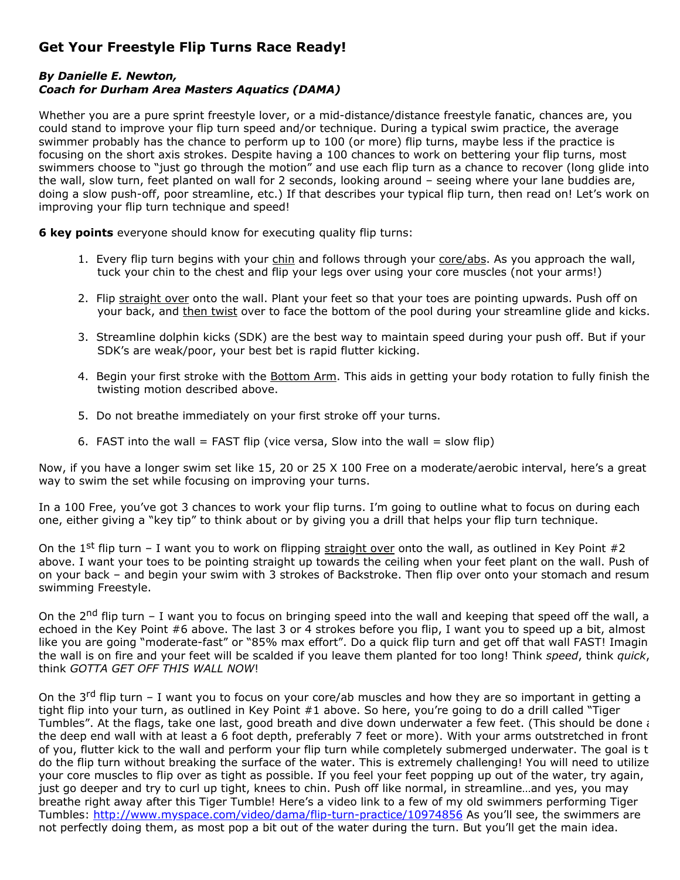## Get Your Freestyle Flip Turns Race Ready!

***By Danielle E. Newton,***
***Coach for Durham Area Masters Aquatics (DAMA)***

Whether you are a pure sprint freestyle lover, or a mid-distance/distance freestyle fanatic, chances are, you could stand to improve your flip turn speed and/or technique. During a typical swim practice, the average swimmer probably has the chance to perform up to 100 (or more) flip turns, maybe less if the practice is focusing on the short axis strokes. Despite having a 100 chances to work on bettering your flip turns, most swimmers choose to "just go through the motion" and use each flip turn as a chance to recover (long glide into the wall, slow turn, feet planted on wall for 2 seconds, looking around – seeing where your lane buddies are, doing a slow push-off, poor streamline, etc.) If that describes your typical flip turn, then read on! Let's work on improving your flip turn technique and speed!

**6 key points** everyone should know for executing quality flip turns:

1. Every flip turn begins with your <u>chin</u> and follows through your <u>core/abs</u>. As you approach the wall, tuck your chin to the chest and flip your legs over using your core muscles (not your arms!)
2. Flip <u>straight over</u> onto the wall. Plant your feet so that your toes are pointing upwards. Push off on your back, and <u>then twist</u> over to face the bottom of the pool during your streamline glide and kicks.
3. Streamline dolphin kicks (SDK) are the best way to maintain speed during your push off. But if your SDK's are weak/poor, your best bet is rapid flutter kicking.
4. Begin your first stroke with the <u>Bottom Arm</u>. This aids in getting your body rotation to fully finish the twisting motion described above.
5. Do not breathe immediately on your first stroke off your turns.
6. FAST into the wall = FAST flip (vice versa, Slow into the wall = slow flip)

Now, if you have a longer swim set like 15, 20 or 25 X 100 Free on a moderate/aerobic interval, here's a great way to swim the set while focusing on improving your turns.

In a 100 Free, you've got 3 chances to work your flip turns. I'm going to outline what to focus on during each one, either giving a "key tip" to think about or by giving you a drill that helps your flip turn technique.

On the 1st flip turn – I want you to work on flipping <u>straight over</u> onto the wall, as outlined in Key Point #2 above. I want your toes to be pointing straight up towards the ceiling when your feet plant on the wall. Push of on your back – and begin your swim with 3 strokes of Backstroke. Then flip over onto your stomach and resum swimming Freestyle.

On the 2nd flip turn – I want you to focus on bringing speed into the wall and keeping that speed off the wall, a echoed in the Key Point #6 above. The last 3 or 4 strokes before you flip, I want you to speed up a bit, almost like you are going "moderate-fast" or "85% max effort". Do a quick flip turn and get off that wall FAST! Imagin the wall is on fire and your feet will be scalded if you leave them planted for too long! Think *speed*, think *quick*, think *GOTTA GET OFF THIS WALL NOW*!

On the 3rd flip turn – I want you to focus on your core/ab muscles and how they are so important in getting a tight flip into your turn, as outlined in Key Point #1 above. So here, you're going to do a drill called "Tiger Tumbles". At the flags, take one last, good breath and dive down underwater a few feet. (This should be done a the deep end wall with at least a 6 foot depth, preferably 7 feet or more). With your arms outstretched in front of you, flutter kick to the wall and perform your flip turn while completely submerged underwater. The goal is t do the flip turn without breaking the surface of the water. This is extremely challenging! You will need to utilize your core muscles to flip over as tight as possible. If you feel your feet popping up out of the water, try again, just go deeper and try to curl up tight, knees to chin. Push off like normal, in streamline…and yes, you may breathe right away after this Tiger Tumble! Here's a video link to a few of my old swimmers performing Tiger Tumbles: http://www.myspace.com/video/dama/flip-turn-practice/10974856 As you'll see, the swimmers are not perfectly doing them, as most pop a bit out of the water during the turn. But you'll get the main idea.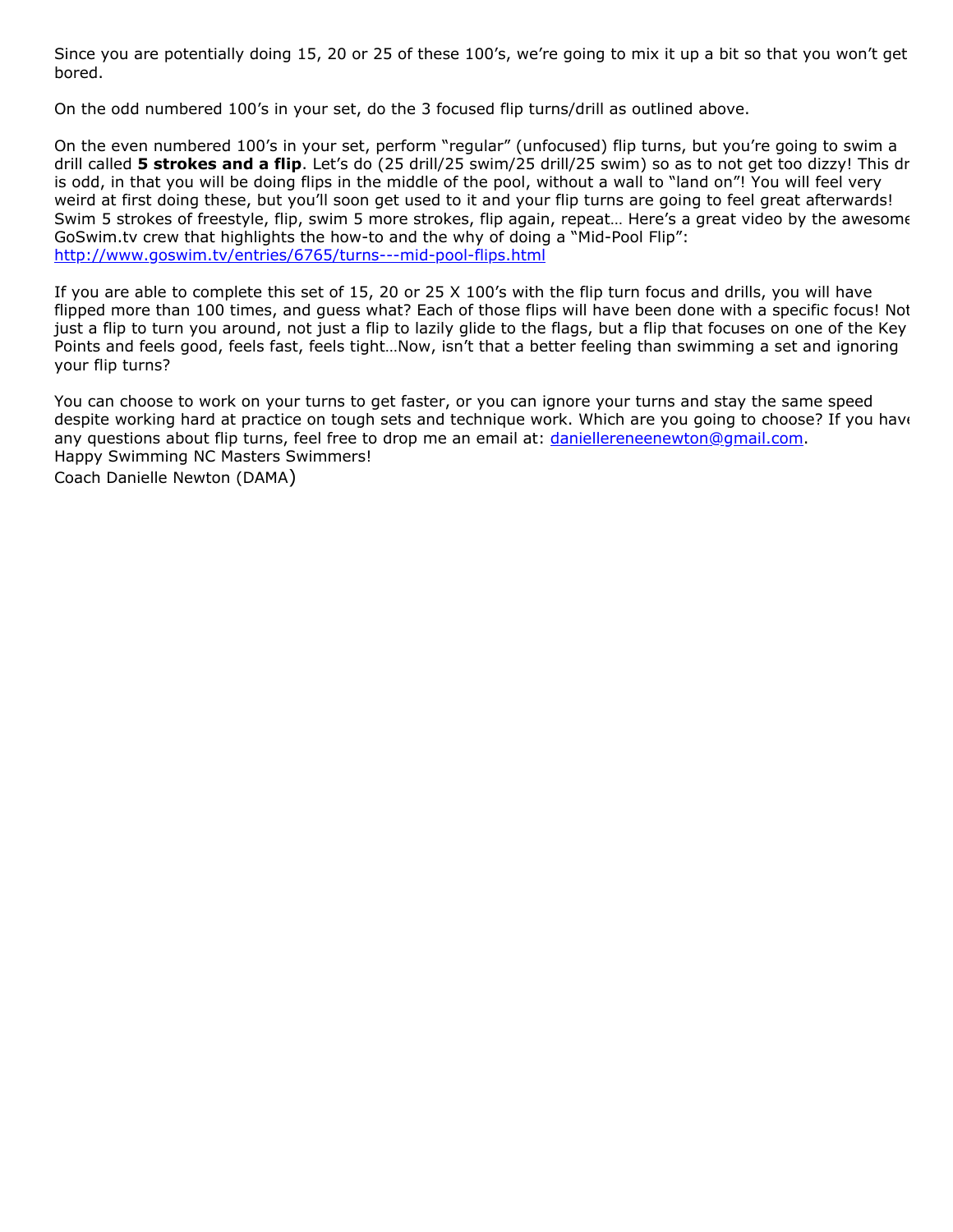Since you are potentially doing 15, 20 or 25 of these 100's, we're going to mix it up a bit so that you won't get bored.

On the odd numbered 100's in your set, do the 3 focused flip turns/drill as outlined above.

On the even numbered 100's in your set, perform "regular" (unfocused) flip turns, but you're going to swim a drill called **5 strokes and a flip**. Let's do (25 drill/25 swim/25 drill/25 swim) so as to not get too dizzy! This dr is odd, in that you will be doing flips in the middle of the pool, without a wall to "land on"! You will feel very weird at first doing these, but you'll soon get used to it and your flip turns are going to feel great afterwards! Swim 5 strokes of freestyle, flip, swim 5 more strokes, flip again, repeat… Here's a great video by the awesome GoSwim.tv crew that highlights the how-to and the why of doing a "Mid-Pool Flip": http://www.goswim.tv/entries/6765/turns---mid-pool-flips.html

If you are able to complete this set of 15, 20 or 25 X 100's with the flip turn focus and drills, you will have flipped more than 100 times, and guess what? Each of those flips will have been done with a specific focus! Not just a flip to turn you around, not just a flip to lazily glide to the flags, but a flip that focuses on one of the Key Points and feels good, feels fast, feels tight…Now, isn't that a better feeling than swimming a set and ignoring your flip turns?

You can choose to work on your turns to get faster, or you can ignore your turns and stay the same speed despite working hard at practice on tough sets and technique work. Which are you going to choose? If you have any questions about flip turns, feel free to drop me an email at: daniellereneenewton@gmail.com.
Happy Swimming NC Masters Swimmers!
Coach Danielle Newton (DAMA)